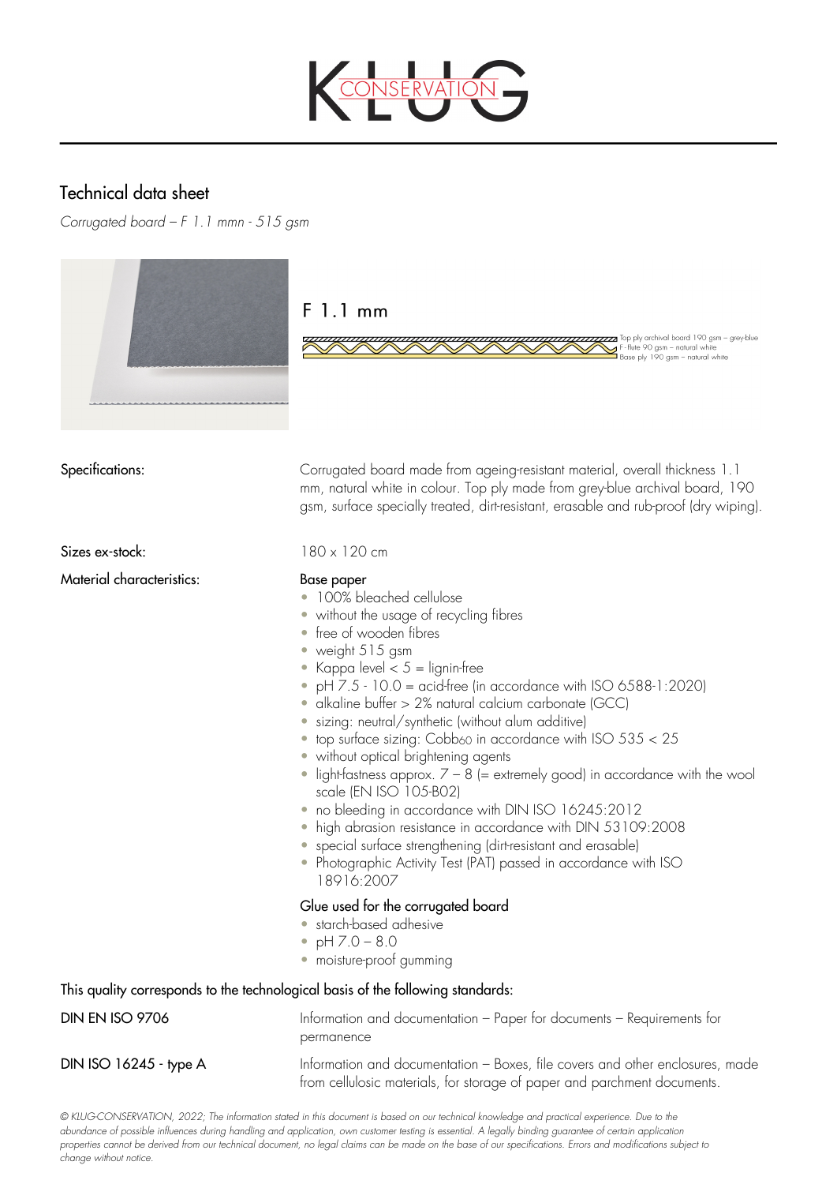# Technical data sheet

*Corrugated board – F 1.1 mmn - 515 gsm*

F 1.1 mm

Top ply archival board 190 gsm – grey-blue
F-flute 90 gsm – natural white
Base ply 190 gsm – natural white

| | |
|---|---|
| Specifications: | Corrugated board made from ageing-resistant material, overall thickness 1.1 mm, natural white in colour. Top ply made from grey-blue archival board, 190 gsm, surface specially treated, dirt-resistant, erasable and rub-proof (dry wiping). |
| Sizes ex-stock: | 180 x 120 cm |

**Material characteristics:**

### Base paper

- 100% bleached cellulose
- without the usage of recycling fibres
- free of wooden fibres
- weight 515 gsm
- Kappa level < 5 = lignin-free
- pH 7.5 - 10.0 = acid-free (in accordance with ISO 6588-1:2020)
- alkaline buffer > 2% natural calcium carbonate (GCC)
- sizing: neutral/synthetic (without alum additive)
- top surface sizing: $Cobb_{60}$ in accordance with ISO 535 < 25
- without optical brightening agents
- light-fastness approx. 7 – 8 (= extremely good) in accordance with the wool scale (EN ISO 105-B02)
- no bleeding in accordance with DIN ISO 16245:2012
- high abrasion resistance in accordance with DIN 53109:2008
- special surface strengthening (dirt-resistant and erasable)
- Photographic Activity Test (PAT) passed in accordance with ISO 18916:2007

### Glue used for the corrugated board

- starch-based adhesive
- pH 7.0 – 8.0
- moisture-proof gumming

This quality corresponds to the technological basis of the following standards:

| | |
|---|---|
| DIN EN ISO 9706 | Information and documentation – Paper for documents – Requirements for permanence |
| DIN ISO 16245 - type A | Information and documentation – Boxes, file covers and other enclosures, made from cellulosic materials, for storage of paper and parchment documents. |

*© KLUG-CONSERVATION, 2022; The information stated in this document is based on our technical knowledge and practical experience. Due to the abundance of possible influences during handling and application, own customer testing is essential. A legally binding guarantee of certain application properties cannot be derived from our technical document, no legal claims can be made on the base of our specifications. Errors and modifications subject to change without notice.*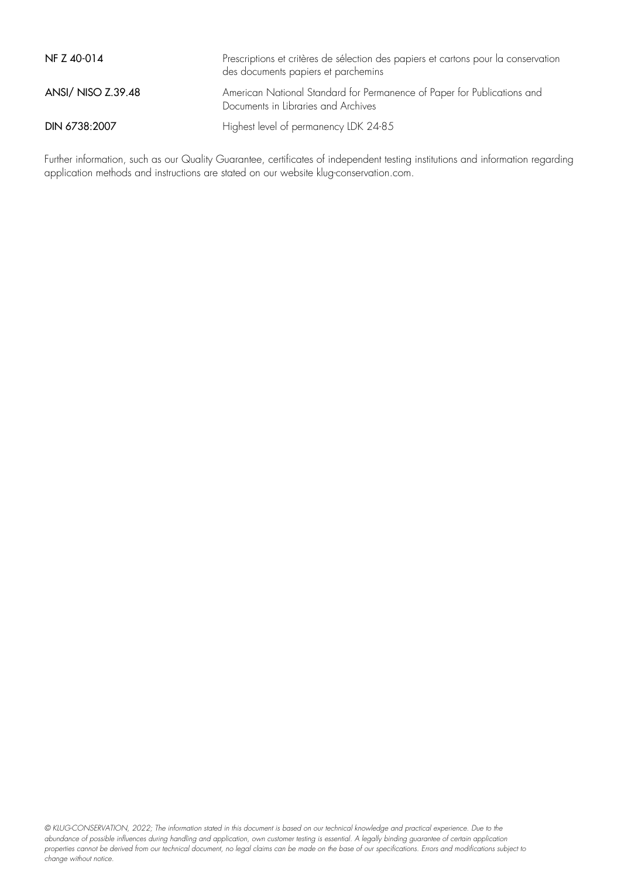| | |
|---|---|
| NF Z 40-014 | Prescriptions et critères de sélection des papiers et cartons pour la conservation des documents papiers et parchemins |
| ANSI/ NISO Z.39.48 | American National Standard for Permanence of Paper for Publications and Documents in Libraries and Archives |
| DIN 6738:2007 | Highest level of permanency LDK 24-85 |

Further information, such as our Quality Guarantee, certificates of independent testing institutions and information regarding application methods and instructions are stated on our website klug-conservation.com.

*© KLUG-CONSERVATION, 2022; The information stated in this document is based on our technical knowledge and practical experience. Due to the abundance of possible influences during handling and application, own customer testing is essential. A legally binding guarantee of certain application properties cannot be derived from our technical document, no legal claims can be made on the base of our specifications. Errors and modifications subject to change without notice.*